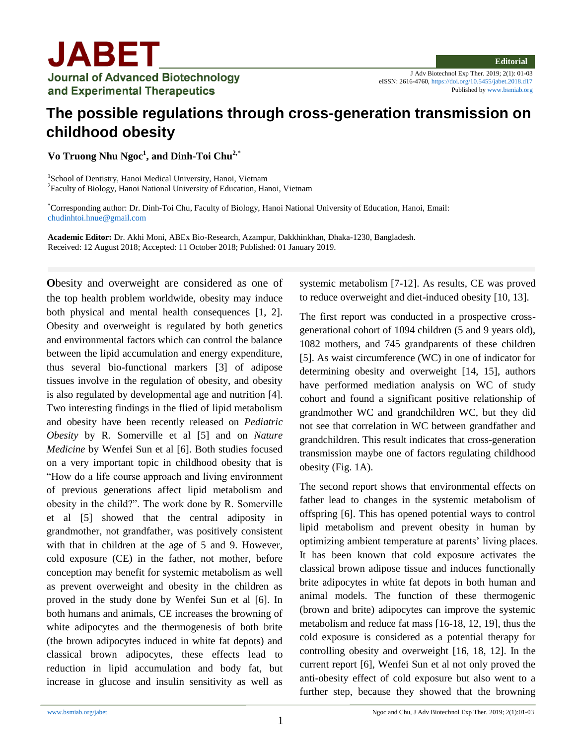**Editorial**

# The possible regulations through cross-generation transmission on childhood obesity

**Vo Truong Nhu Ngoc[1], and Dinh-Toi Chu[2,*]**

[1]School of Dentistry, Hanoi Medical University, Hanoi, Vietnam
[2]Faculty of Biology, Hanoi National University of Education, Hanoi, Vietnam

[*]Corresponding author: Dr. Dinh-Toi Chu, Faculty of Biology, Hanoi National University of Education, Hanoi, Email: chudinhtoi.hnue@gmail.com

**Academic Editor:** Dr. Akhi Moni, ABEx Bio-Research, Azampur, Dakkhinkhan, Dhaka-1230, Bangladesh.
Received: 12 August 2018; Accepted: 11 October 2018; Published: 01 January 2019.

**O**besity and overweight are considered as one of the top health problem worldwide, obesity may induce both physical and mental health consequences [1, 2]. Obesity and overweight is regulated by both genetics and environmental factors which can control the balance between the lipid accumulation and energy expenditure, thus several bio-functional markers [3] of adipose tissues involve in the regulation of obesity, and obesity is also regulated by developmental age and nutrition [4]. Two interesting findings in the flied of lipid metabolism and obesity have been recently released on *Pediatric Obesity* by R. Somerville et al [5] and on *Nature Medicine* by Wenfei Sun et al [6]. Both studies focused on a very important topic in childhood obesity that is "How do a life course approach and living environment of previous generations affect lipid metabolism and obesity in the child?". The work done by R. Somerville et al [5] showed that the central adiposity in grandmother, not grandfather, was positively consistent with that in children at the age of 5 and 9. However, cold exposure (CE) in the father, not mother, before conception may benefit for systemic metabolism as well as prevent overweight and obesity in the children as proved in the study done by Wenfei Sun et al [6]. In both humans and animals, CE increases the browning of white adipocytes and the thermogenesis of both brite (the brown adipocytes induced in white fat depots) and classical brown adipocytes, these effects lead to reduction in lipid accumulation and body fat, but increase in glucose and insulin sensitivity as well as systemic metabolism [7-12]. As results, CE was proved to reduce overweight and diet-induced obesity [10, 13].

The first report was conducted in a prospective cross-generational cohort of 1094 children (5 and 9 years old), 1082 mothers, and 745 grandparents of these children [5]. As waist circumference (WC) in one of indicator for determining obesity and overweight [14, 15], authors have performed mediation analysis on WC of study cohort and found a significant positive relationship of grandmother WC and grandchildren WC, but they did not see that correlation in WC between grandfather and grandchildren. This result indicates that cross-generation transmission maybe one of factors regulating childhood obesity (Fig. 1A).

The second report shows that environmental effects on father lead to changes in the systemic metabolism of offspring [6]. This has opened potential ways to control lipid metabolism and prevent obesity in human by optimizing ambient temperature at parents' living places. It has been known that cold exposure activates the classical brown adipose tissue and induces functionally brite adipocytes in white fat depots in both human and animal models. The function of these thermogenic (brown and brite) adipocytes can improve the systemic metabolism and reduce fat mass [16-18, 12, 19], thus the cold exposure is considered as a potential therapy for controlling obesity and overweight [16, 18, 12]. In the current report [6], Wenfei Sun et al not only proved the anti-obesity effect of cold exposure but also went to a further step, because they showed that the browning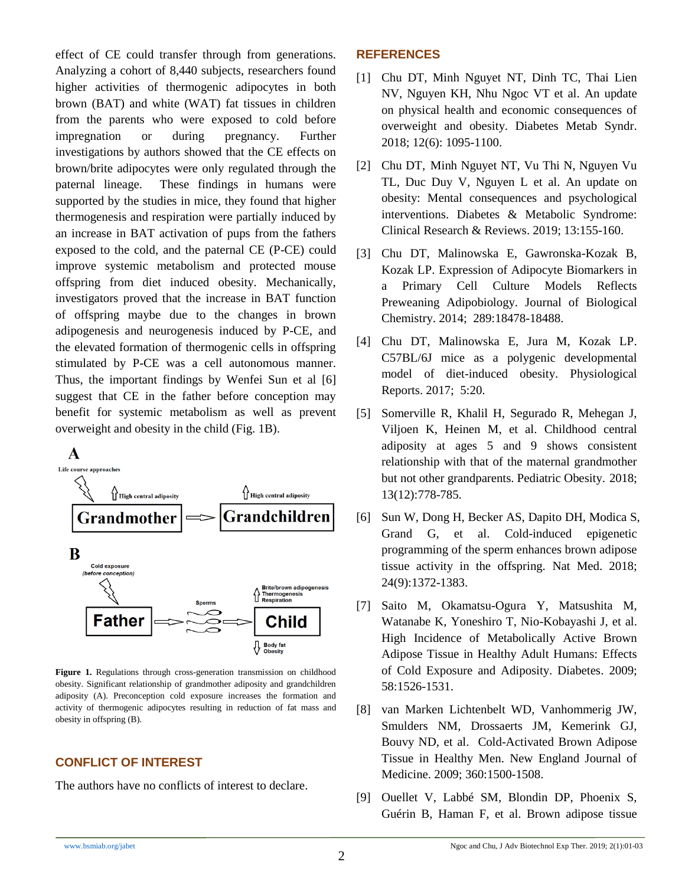effect of CE could transfer through from generations. Analyzing a cohort of 8,440 subjects, researchers found higher activities of thermogenic adipocytes in both brown (BAT) and white (WAT) fat tissues in children from the parents who were exposed to cold before impregnation or during pregnancy. Further investigations by authors showed that the CE effects on brown/brite adipocytes were only regulated through the paternal lineage. These findings in humans were supported by the studies in mice, they found that higher thermogenesis and respiration were partially induced by an increase in BAT activation of pups from the fathers exposed to the cold, and the paternal CE (P-CE) could improve systemic metabolism and protected mouse offspring from diet induced obesity. Mechanically, investigators proved that the increase in BAT function of offspring maybe due to the changes in brown adipogenesis and neurogenesis induced by P-CE, and the elevated formation of thermogenic cells in offspring stimulated by P-CE was a cell autonomous manner. Thus, the important findings by Wenfei Sun et al [6] suggest that CE in the father before conception may benefit for systemic metabolism as well as prevent overweight and obesity in the child (Fig. 1B).

**Figure 1.** Regulations through cross-generation transmission on childhood obesity. Significant relationship of grandmother adiposity and grandchildren adiposity (A). Preconception cold exposure increases the formation and activity of thermogenic adipocytes resulting in reduction of fat mass and obesity in offspring (B).

## CONFLICT OF INTEREST

The authors have no conflicts of interest to declare.

## REFERENCES

[1] Chu DT, Minh Nguyet NT, Dinh TC, Thai Lien NV, Nguyen KH, Nhu Ngoc VT et al. An update on physical health and economic consequences of overweight and obesity. Diabetes Metab Syndr. 2018; 12(6): 1095-1100.

[2] Chu DT, Minh Nguyet NT, Vu Thi N, Nguyen Vu TL, Duc Duy V, Nguyen L et al. An update on obesity: Mental consequences and psychological interventions. Diabetes & Metabolic Syndrome: Clinical Research & Reviews. 2019; 13:155-160.

[3] Chu DT, Malinowska E, Gawronska-Kozak B, Kozak LP. Expression of Adipocyte Biomarkers in a Primary Cell Culture Models Reflects Preweaning Adipobiology. Journal of Biological Chemistry. 2014; 289:18478-18488.

[4] Chu DT, Malinowska E, Jura M, Kozak LP. C57BL/6J mice as a polygenic developmental model of diet-induced obesity. Physiological Reports. 2017; 5:20.

[5] Somerville R, Khalil H, Segurado R, Mehegan J, Viljoen K, Heinen M, et al. Childhood central adiposity at ages 5 and 9 shows consistent relationship with that of the maternal grandmother but not other grandparents. Pediatric Obesity. 2018; 13(12):778-785.

[6] Sun W, Dong H, Becker AS, Dapito DH, Modica S, Grand G, et al. Cold-induced epigenetic programming of the sperm enhances brown adipose tissue activity in the offspring. Nat Med. 2018; 24(9):1372-1383.

[7] Saito M, Okamatsu-Ogura Y, Matsushita M, Watanabe K, Yoneshiro T, Nio-Kobayashi J, et al. High Incidence of Metabolically Active Brown Adipose Tissue in Healthy Adult Humans: Effects of Cold Exposure and Adiposity. Diabetes. 2009; 58:1526-1531.

[8] van Marken Lichtenbelt WD, Vanhommerig JW, Smulders NM, Drossaerts JM, Kemerink GJ, Bouvy ND, et al. Cold-Activated Brown Adipose Tissue in Healthy Men. New England Journal of Medicine. 2009; 360:1500-1508.

[9] Ouellet V, Labbé SM, Blondin DP, Phoenix S, Guérin B, Haman F, et al. Brown adipose tissue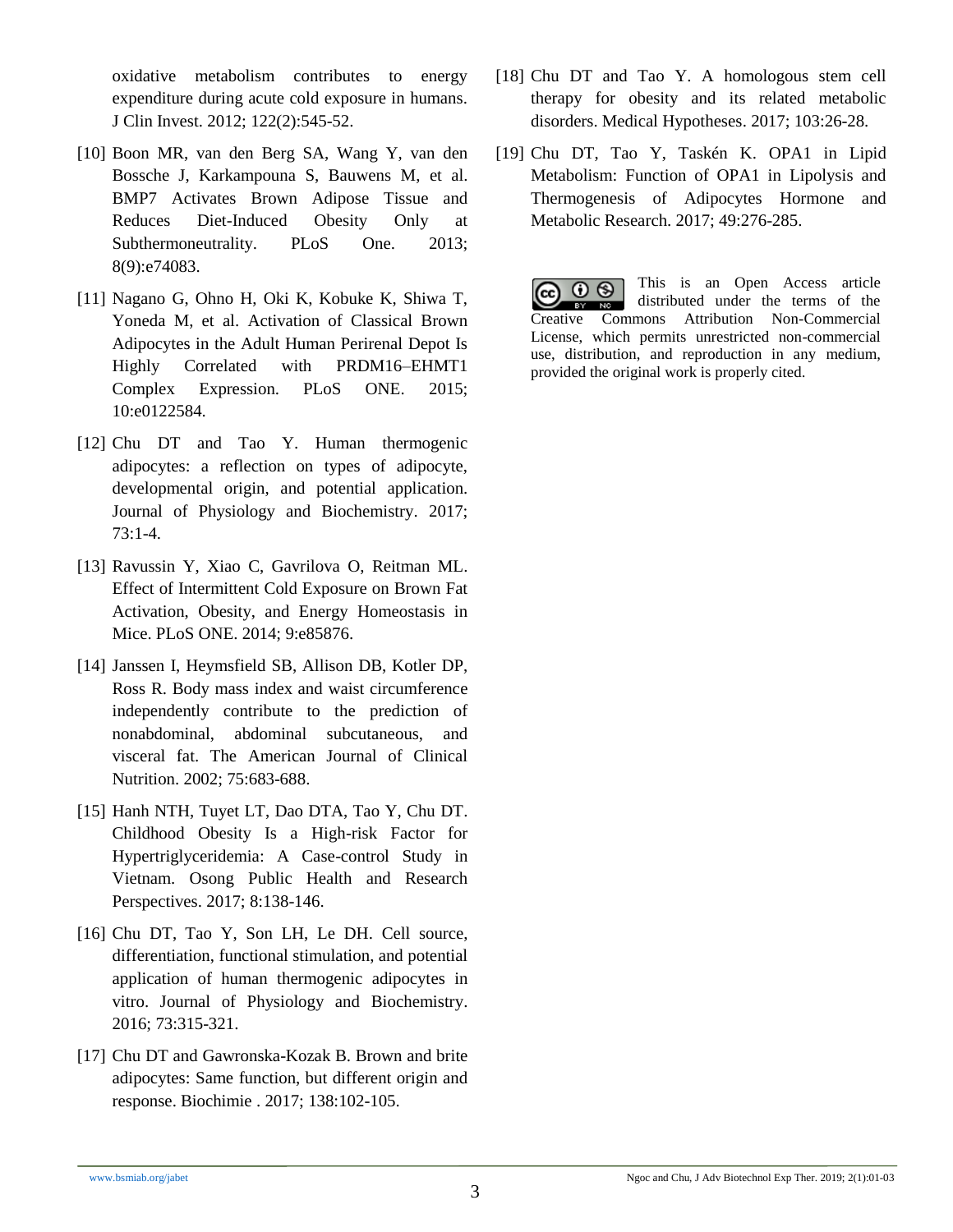oxidative metabolism contributes to energy expenditure during acute cold exposure in humans. J Clin Invest. 2012; 122(2):545-52.

[10] Boon MR, van den Berg SA, Wang Y, van den Bossche J, Karkampouna S, Bauwens M, et al. BMP7 Activates Brown Adipose Tissue and Reduces Diet-Induced Obesity Only at Subthermoneutrality. PLoS One. 2013; 8(9):e74083.

[11] Nagano G, Ohno H, Oki K, Kobuke K, Shiwa T, Yoneda M, et al. Activation of Classical Brown Adipocytes in the Adult Human Perirenal Depot Is Highly Correlated with PRDM16–EHMT1 Complex Expression. PLoS ONE. 2015; 10:e0122584.

[12] Chu DT and Tao Y. Human thermogenic adipocytes: a reflection on types of adipocyte, developmental origin, and potential application. Journal of Physiology and Biochemistry. 2017; 73:1-4.

[13] Ravussin Y, Xiao C, Gavrilova O, Reitman ML. Effect of Intermittent Cold Exposure on Brown Fat Activation, Obesity, and Energy Homeostasis in Mice. PLoS ONE. 2014; 9:e85876.

[14] Janssen I, Heymsfield SB, Allison DB, Kotler DP, Ross R. Body mass index and waist circumference independently contribute to the prediction of nonabdominal, abdominal subcutaneous, and visceral fat. The American Journal of Clinical Nutrition. 2002; 75:683-688.

[15] Hanh NTH, Tuyet LT, Dao DTA, Tao Y, Chu DT. Childhood Obesity Is a High-risk Factor for Hypertriglyceridemia: A Case-control Study in Vietnam. Osong Public Health and Research Perspectives. 2017; 8:138-146.

[16] Chu DT, Tao Y, Son LH, Le DH. Cell source, differentiation, functional stimulation, and potential application of human thermogenic adipocytes in vitro. Journal of Physiology and Biochemistry. 2016; 73:315-321.

[17] Chu DT and Gawronska-Kozak B. Brown and brite adipocytes: Same function, but different origin and response. Biochimie . 2017; 138:102-105.

[18] Chu DT and Tao Y. A homologous stem cell therapy for obesity and its related metabolic disorders. Medical Hypotheses. 2017; 103:26-28.

[19] Chu DT, Tao Y, Taskén K. OPA1 in Lipid Metabolism: Function of OPA1 in Lipolysis and Thermogenesis of Adipocytes Hormone and Metabolic Research. 2017; 49:276-285.

This is an Open Access article distributed under the terms of the Creative Commons Attribution Non-Commercial License, which permits unrestricted non-commercial use, distribution, and reproduction in any medium, provided the original work is properly cited.